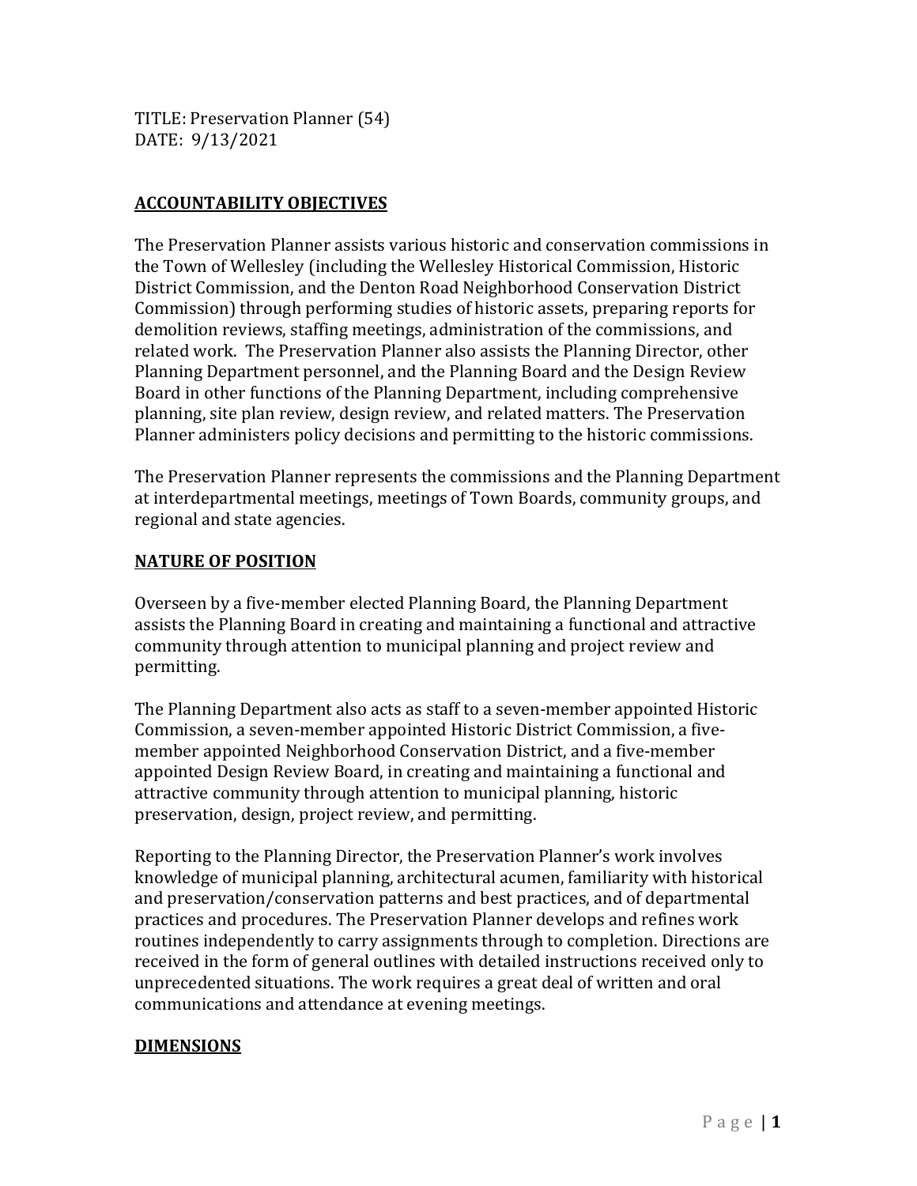TITLE: Preservation Planner (54)
DATE: 9/13/2021

## ACCOUNTABILITY OBJECTIVES

The Preservation Planner assists various historic and conservation commissions in the Town of Wellesley (including the Wellesley Historical Commission, Historic District Commission, and the Denton Road Neighborhood Conservation District Commission) through performing studies of historic assets, preparing reports for demolition reviews, staffing meetings, administration of the commissions, and related work. The Preservation Planner also assists the Planning Director, other Planning Department personnel, and the Planning Board and the Design Review Board in other functions of the Planning Department, including comprehensive planning, site plan review, design review, and related matters. The Preservation Planner administers policy decisions and permitting to the historic commissions.

The Preservation Planner represents the commissions and the Planning Department at interdepartmental meetings, meetings of Town Boards, community groups, and regional and state agencies.

## NATURE OF POSITION

Overseen by a five-member elected Planning Board, the Planning Department assists the Planning Board in creating and maintaining a functional and attractive community through attention to municipal planning and project review and permitting.

The Planning Department also acts as staff to a seven-member appointed Historic Commission, a seven-member appointed Historic District Commission, a five-member appointed Neighborhood Conservation District, and a five-member appointed Design Review Board, in creating and maintaining a functional and attractive community through attention to municipal planning, historic preservation, design, project review, and permitting.

Reporting to the Planning Director, the Preservation Planner's work involves knowledge of municipal planning, architectural acumen, familiarity with historical and preservation/conservation patterns and best practices, and of departmental practices and procedures. The Preservation Planner develops and refines work routines independently to carry assignments through to completion. Directions are received in the form of general outlines with detailed instructions received only to unprecedented situations. The work requires a great deal of written and oral communications and attendance at evening meetings.

## DIMENSIONS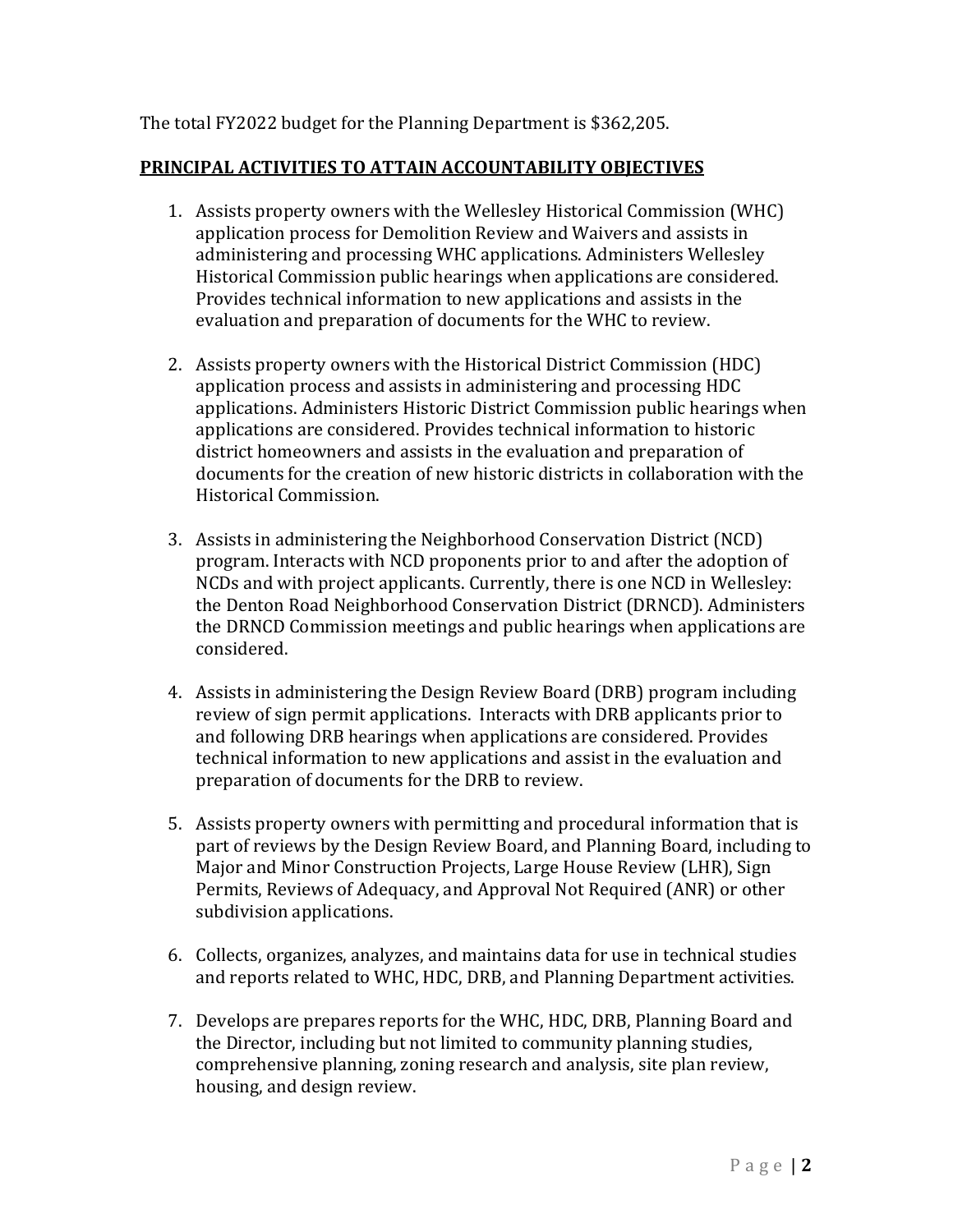The total FY2022 budget for the Planning Department is $362,205.

**PRINCIPAL ACTIVITIES TO ATTAIN ACCOUNTABILITY OBJECTIVES**

1. Assists property owners with the Wellesley Historical Commission (WHC) application process for Demolition Review and Waivers and assists in administering and processing WHC applications. Administers Wellesley Historical Commission public hearings when applications are considered. Provides technical information to new applications and assists in the evaluation and preparation of documents for the WHC to review.

2. Assists property owners with the Historical District Commission (HDC) application process and assists in administering and processing HDC applications. Administers Historic District Commission public hearings when applications are considered. Provides technical information to historic district homeowners and assists in the evaluation and preparation of documents for the creation of new historic districts in collaboration with the Historical Commission.

3. Assists in administering the Neighborhood Conservation District (NCD) program. Interacts with NCD proponents prior to and after the adoption of NCDs and with project applicants. Currently, there is one NCD in Wellesley: the Denton Road Neighborhood Conservation District (DRNCD). Administers the DRNCD Commission meetings and public hearings when applications are considered.

4. Assists in administering the Design Review Board (DRB) program including review of sign permit applications. Interacts with DRB applicants prior to and following DRB hearings when applications are considered. Provides technical information to new applications and assist in the evaluation and preparation of documents for the DRB to review.

5. Assists property owners with permitting and procedural information that is part of reviews by the Design Review Board, and Planning Board, including to Major and Minor Construction Projects, Large House Review (LHR), Sign Permits, Reviews of Adequacy, and Approval Not Required (ANR) or other subdivision applications.

6. Collects, organizes, analyzes, and maintains data for use in technical studies and reports related to WHC, HDC, DRB, and Planning Department activities.

7. Develops are prepares reports for the WHC, HDC, DRB, Planning Board and the Director, including but not limited to community planning studies, comprehensive planning, zoning research and analysis, site plan review, housing, and design review.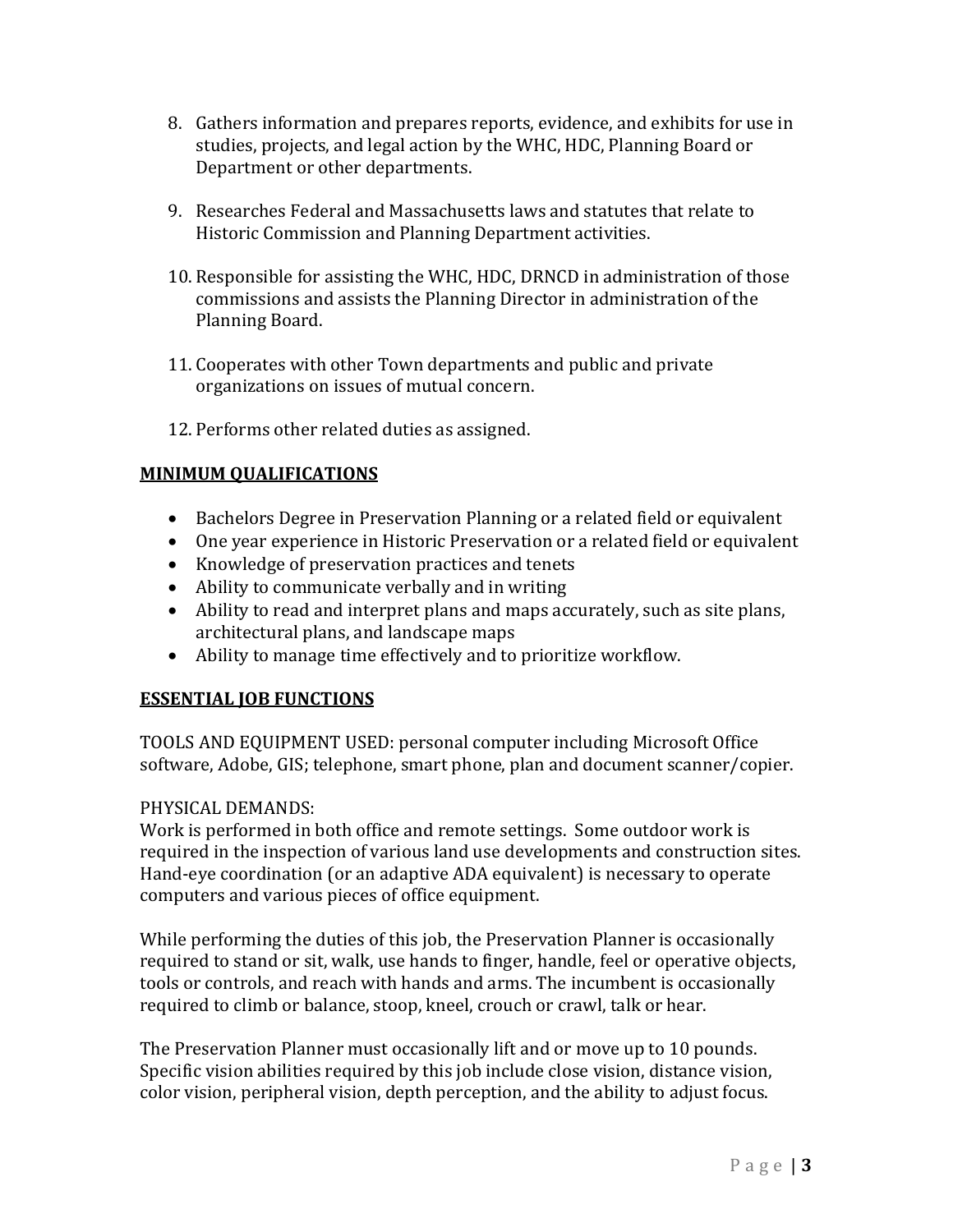8. Gathers information and prepares reports, evidence, and exhibits for use in studies, projects, and legal action by the WHC, HDC, Planning Board or Department or other departments.

9. Researches Federal and Massachusetts laws and statutes that relate to Historic Commission and Planning Department activities.

10. Responsible for assisting the WHC, HDC, DRNCD in administration of those commissions and assists the Planning Director in administration of the Planning Board.

11. Cooperates with other Town departments and public and private organizations on issues of mutual concern.

12. Performs other related duties as assigned.

## MINIMUM QUALIFICATIONS

- Bachelors Degree in Preservation Planning or a related field or equivalent
- One year experience in Historic Preservation or a related field or equivalent
- Knowledge of preservation practices and tenets
- Ability to communicate verbally and in writing
- Ability to read and interpret plans and maps accurately, such as site plans, architectural plans, and landscape maps
- Ability to manage time effectively and to prioritize workflow.

## ESSENTIAL JOB FUNCTIONS

TOOLS AND EQUIPMENT USED: personal computer including Microsoft Office software, Adobe, GIS; telephone, smart phone, plan and document scanner/copier.

PHYSICAL DEMANDS:
Work is performed in both office and remote settings. Some outdoor work is required in the inspection of various land use developments and construction sites. Hand-eye coordination (or an adaptive ADA equivalent) is necessary to operate computers and various pieces of office equipment.

While performing the duties of this job, the Preservation Planner is occasionally required to stand or sit, walk, use hands to finger, handle, feel or operative objects, tools or controls, and reach with hands and arms. The incumbent is occasionally required to climb or balance, stoop, kneel, crouch or crawl, talk or hear.

The Preservation Planner must occasionally lift and or move up to 10 pounds. Specific vision abilities required by this job include close vision, distance vision, color vision, peripheral vision, depth perception, and the ability to adjust focus.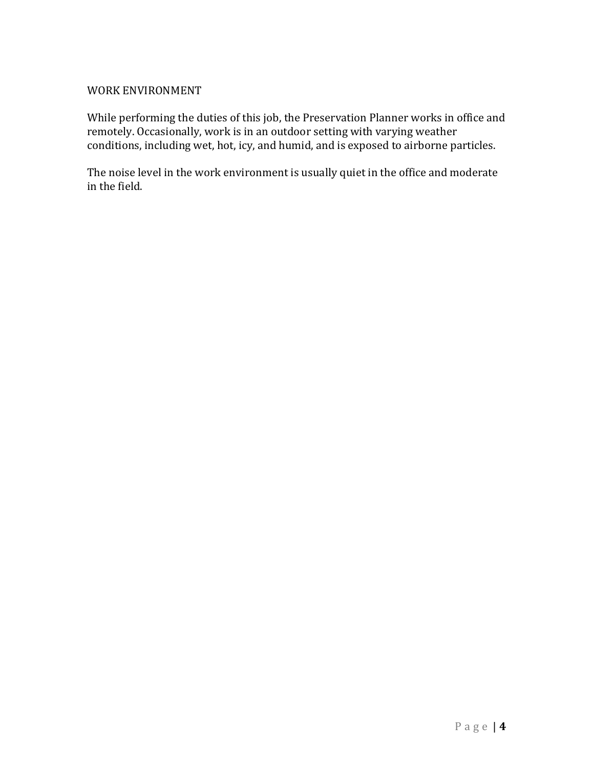## WORK ENVIRONMENT

While performing the duties of this job, the Preservation Planner works in office and remotely. Occasionally, work is in an outdoor setting with varying weather conditions, including wet, hot, icy, and humid, and is exposed to airborne particles.

The noise level in the work environment is usually quiet in the office and moderate in the field.